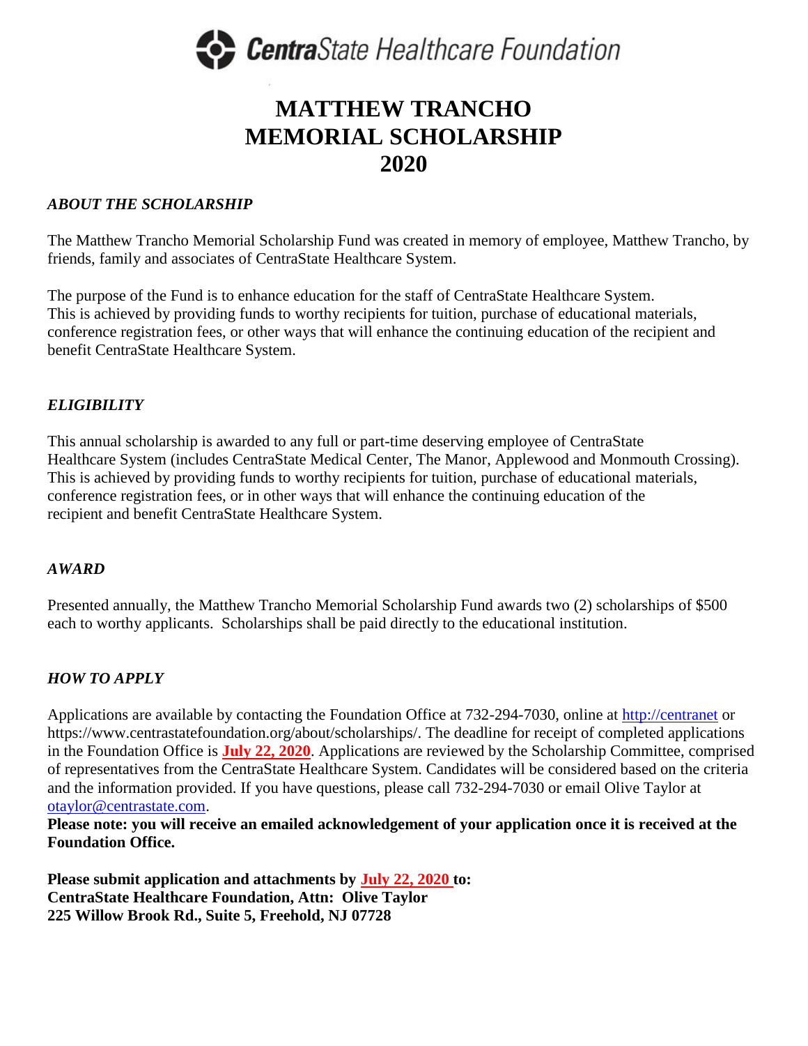**CentraState Healthcare Foundation**

# MATTHEW TRANCHO MEMORIAL SCHOLARSHIP 2020

### *ABOUT THE SCHOLARSHIP*

The Matthew Trancho Memorial Scholarship Fund was created in memory of employee, Matthew Trancho, by friends, family and associates of CentraState Healthcare System.

The purpose of the Fund is to enhance education for the staff of CentraState Healthcare System. This is achieved by providing funds to worthy recipients for tuition, purchase of educational materials, conference registration fees, or other ways that will enhance the continuing education of the recipient and benefit CentraState Healthcare System.

### *ELIGIBILITY*

This annual scholarship is awarded to any full or part-time deserving employee of CentraState Healthcare System (includes CentraState Medical Center, The Manor, Applewood and Monmouth Crossing). This is achieved by providing funds to worthy recipients for tuition, purchase of educational materials, conference registration fees, or in other ways that will enhance the continuing education of the recipient and benefit CentraState Healthcare System.

### *AWARD*

Presented annually, the Matthew Trancho Memorial Scholarship Fund awards two (2) scholarships of $500 each to worthy applicants. Scholarships shall be paid directly to the educational institution.

### *HOW TO APPLY*

Applications are available by contacting the Foundation Office at 732-294-7030, online at http://centranet or https://www.centrastatefoundation.org/about/scholarships/. The deadline for receipt of completed applications in the Foundation Office is **July 22, 2020**. Applications are reviewed by the Scholarship Committee, comprised of representatives from the CentraState Healthcare System. Candidates will be considered based on the criteria and the information provided. If you have questions, please call 732-294-7030 or email Olive Taylor at otaylor@centrastate.com.

**Please note: you will receive an emailed acknowledgement of your application once it is received at the Foundation Office.**

**Please submit application and attachments by July 22, 2020 to:**
**CentraState Healthcare Foundation, Attn: Olive Taylor**
**225 Willow Brook Rd., Suite 5, Freehold, NJ 07728**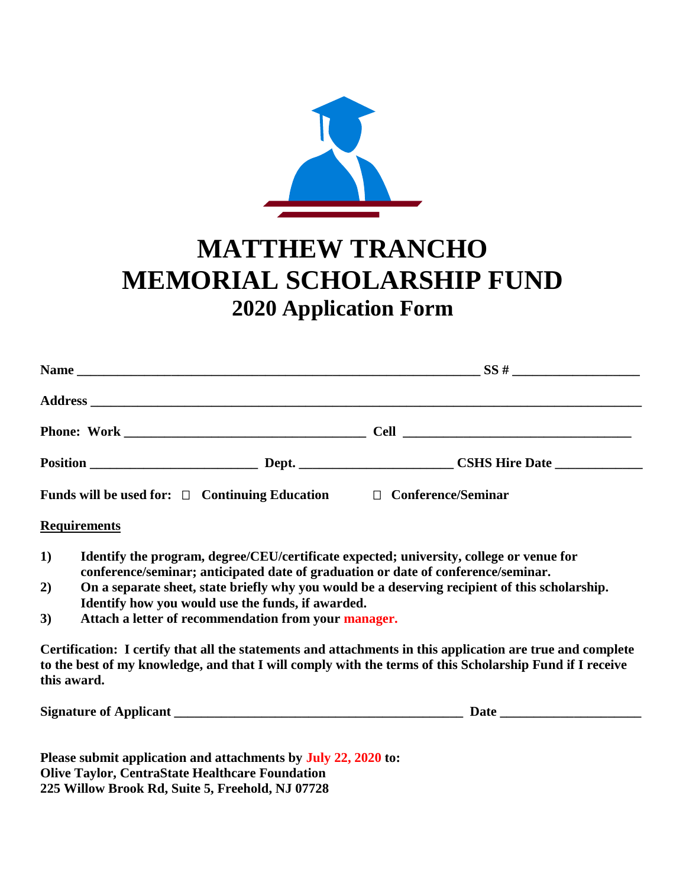# MATTHEW TRANCHO MEMORIAL SCHOLARSHIP FUND

## 2020 Application Form

**Name** ____________________________________________ **SS #** ____________________

**Address** ____________________________________________________________________

**Phone: Work** ______________________________ **Cell** ______________________________

**Position** ______________________ **Dept.** ____________________ **CSHS Hire Date** ____________

**Funds will be used for:** ☐ **Continuing Education** ☐ **Conference/Seminar**

**Requirements**

1) **Identify the program, degree/CEU/certificate expected; university, college or venue for conference/seminar; anticipated date of graduation or date of conference/seminar.**
2) **On a separate sheet, state briefly why you would be a deserving recipient of this scholarship. Identify how you would use the funds, if awarded.**
3) **Attach a letter of recommendation from your manager.**

**Certification: I certify that all the statements and attachments in this application are true and complete to the best of my knowledge, and that I will comply with the terms of this Scholarship Fund if I receive this award.**

**Signature of Applicant** ________________________________________ **Date** ____________________

**Please submit application and attachments by July 22, 2020 to:**
**Olive Taylor, CentraState Healthcare Foundation**
**225 Willow Brook Rd, Suite 5, Freehold, NJ 07728**